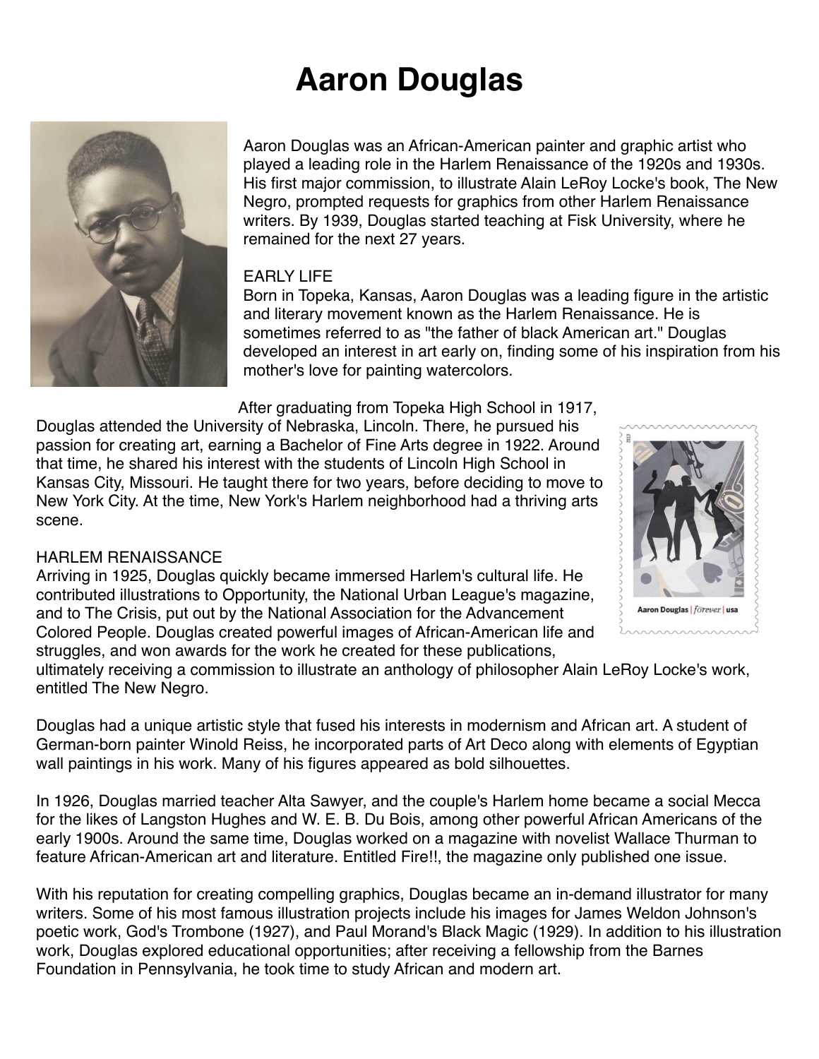# Aaron Douglas

Aaron Douglas was an African-American painter and graphic artist who played a leading role in the Harlem Renaissance of the 1920s and 1930s. His first major commission, to illustrate Alain LeRoy Locke's book, The New Negro, prompted requests for graphics from other Harlem Renaissance writers. By 1939, Douglas started teaching at Fisk University, where he remained for the next 27 years.

EARLY LIFE

Born in Topeka, Kansas, Aaron Douglas was a leading figure in the artistic and literary movement known as the Harlem Renaissance. He is sometimes referred to as "the father of black American art." Douglas developed an interest in art early on, finding some of his inspiration from his mother's love for painting watercolors.

After graduating from Topeka High School in 1917, Douglas attended the University of Nebraska, Lincoln. There, he pursued his passion for creating art, earning a Bachelor of Fine Arts degree in 1922. Around that time, he shared his interest with the students of Lincoln High School in Kansas City, Missouri. He taught there for two years, before deciding to move to New York City. At the time, New York's Harlem neighborhood had a thriving arts scene.

HARLEM RENAISSANCE

Arriving in 1925, Douglas quickly became immersed Harlem's cultural life. He contributed illustrations to Opportunity, the National Urban League's magazine, and to The Crisis, put out by the National Association for the Advancement Colored People. Douglas created powerful images of African-American life and struggles, and won awards for the work he created for these publications, ultimately receiving a commission to illustrate an anthology of philosopher Alain LeRoy Locke's work, entitled The New Negro.

Douglas had a unique artistic style that fused his interests in modernism and African art. A student of German-born painter Winold Reiss, he incorporated parts of Art Deco along with elements of Egyptian wall paintings in his work. Many of his figures appeared as bold silhouettes.

In 1926, Douglas married teacher Alta Sawyer, and the couple's Harlem home became a social Mecca for the likes of Langston Hughes and W. E. B. Du Bois, among other powerful African Americans of the early 1900s. Around the same time, Douglas worked on a magazine with novelist Wallace Thurman to feature African-American art and literature. Entitled Fire!!, the magazine only published one issue.

With his reputation for creating compelling graphics, Douglas became an in-demand illustrator for many writers. Some of his most famous illustration projects include his images for James Weldon Johnson's poetic work, God's Trombone (1927), and Paul Morand's Black Magic (1929). In addition to his illustration work, Douglas explored educational opportunities; after receiving a fellowship from the Barnes Foundation in Pennsylvania, he took time to study African and modern art.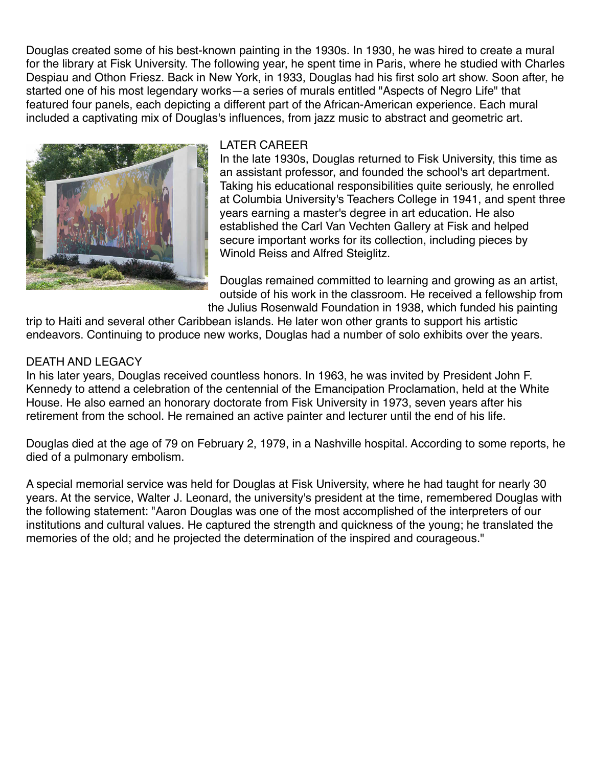Douglas created some of his best-known painting in the 1930s. In 1930, he was hired to create a mural for the library at Fisk University. The following year, he spent time in Paris, where he studied with Charles Despiau and Othon Friesz. Back in New York, in 1933, Douglas had his first solo art show. Soon after, he started one of his most legendary works—a series of murals entitled "Aspects of Negro Life" that featured four panels, each depicting a different part of the African-American experience. Each mural included a captivating mix of Douglas's influences, from jazz music to abstract and geometric art.

## LATER CAREER

In the late 1930s, Douglas returned to Fisk University, this time as an assistant professor, and founded the school's art department. Taking his educational responsibilities quite seriously, he enrolled at Columbia University's Teachers College in 1941, and spent three years earning a master's degree in art education. He also established the Carl Van Vechten Gallery at Fisk and helped secure important works for its collection, including pieces by Winold Reiss and Alfred Steiglitz.

Douglas remained committed to learning and growing as an artist, outside of his work in the classroom. He received a fellowship from the Julius Rosenwald Foundation in 1938, which funded his painting trip to Haiti and several other Caribbean islands. He later won other grants to support his artistic endeavors. Continuing to produce new works, Douglas had a number of solo exhibits over the years.

## DEATH AND LEGACY

In his later years, Douglas received countless honors. In 1963, he was invited by President John F. Kennedy to attend a celebration of the centennial of the Emancipation Proclamation, held at the White House. He also earned an honorary doctorate from Fisk University in 1973, seven years after his retirement from the school. He remained an active painter and lecturer until the end of his life.

Douglas died at the age of 79 on February 2, 1979, in a Nashville hospital. According to some reports, he died of a pulmonary embolism.

A special memorial service was held for Douglas at Fisk University, where he had taught for nearly 30 years. At the service, Walter J. Leonard, the university's president at the time, remembered Douglas with the following statement: "Aaron Douglas was one of the most accomplished of the interpreters of our institutions and cultural values. He captured the strength and quickness of the young; he translated the memories of the old; and he projected the determination of the inspired and courageous."